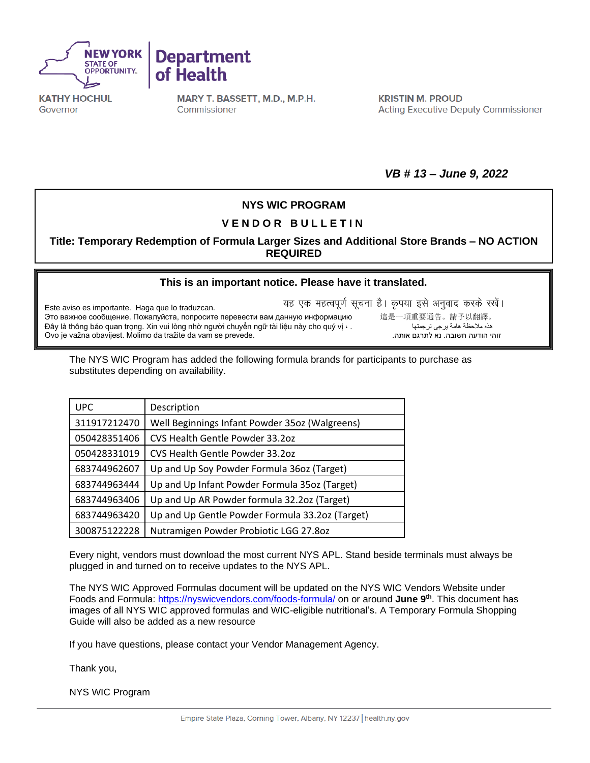NEW YORK STATE OF OPPORTUNITY. | Department of Health

**KATHY HOCHUL**
Governor

**MARY T. BASSETT, M.D., M.P.H.**
Commissioner

**KRISTIN M. PROUD**
Acting Executive Deputy Commissioner

***VB # 13 – June 9, 2022***

## NYS WIC PROGRAM

### V E N D O R B U L L E T I N

### Title: Temporary Redemption of Formula Larger Sizes and Additional Store Brands – NO ACTION REQUIRED

**This is an important notice. Please have it translated.**

Este aviso es importante. Haga que lo traduzcan.
Это важное сообщение. Пожалуйста, попросите перевести вам данную информацию
Đây là thông báo quan trọng. Xin vui lòng nhờ người chuyển ngữ tài liệu này cho quý vị.
Ovo je važna obavijest. Molimo da tražite da vam se prevede.
यह एक महत्वपूर्ण सूचना है। कृपया इसे अनुवाद करके रखें।
這是一項重要通告。請予以翻譯。
هذه ملاحظة هامة يرجى ترجمتها
זוהי הודעה חשובה. נא לתרגם אותה.

The NYS WIC Program has added the following formula brands for participants to purchase as substitutes depending on availability.

| UPC | Description |
|---|---|
| 311917212470 | Well Beginnings Infant Powder 35oz (Walgreens) |
| 050428351406 | CVS Health Gentle Powder 33.2oz |
| 050428331019 | CVS Health Gentle Powder 33.2oz |
| 683744962607 | Up and Up Soy Powder Formula 36oz (Target) |
| 683744963444 | Up and Up Infant Powder Formula 35oz (Target) |
| 683744963406 | Up and Up AR Powder formula 32.2oz (Target) |
| 683744963420 | Up and Up Gentle Powder Formula 33.2oz (Target) |
| 300875122228 | Nutramigen Powder Probiotic LGG 27.8oz |

Every night, vendors must download the most current NYS APL. Stand beside terminals must always be plugged in and turned on to receive updates to the NYS APL.

The NYS WIC Approved Formulas document will be updated on the NYS WIC Vendors Website under Foods and Formula: https://nyswicvendors.com/foods-formula/ on or around **June 9th**. This document has images of all NYS WIC approved formulas and WIC-eligible nutritional's. A Temporary Formula Shopping Guide will also be added as a new resource

If you have questions, please contact your Vendor Management Agency.

Thank you,

NYS WIC Program

Empire State Plaza, Corning Tower, Albany, NY 12237 | health.ny.gov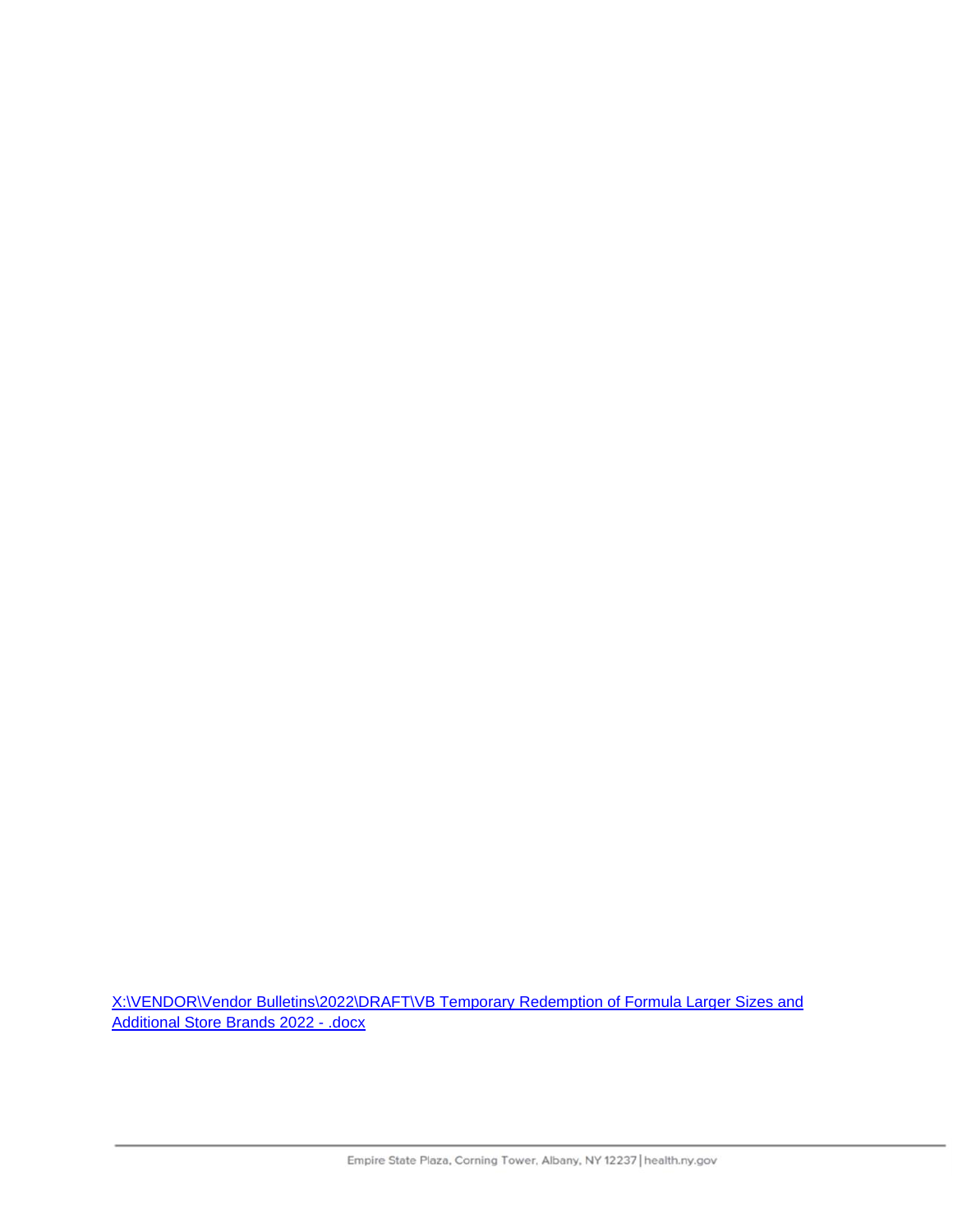X:\VENDOR\Vendor Bulletins\2022\DRAFT\VB Temporary Redemption of Formula Larger Sizes and Additional Store Brands 2022 - .docx